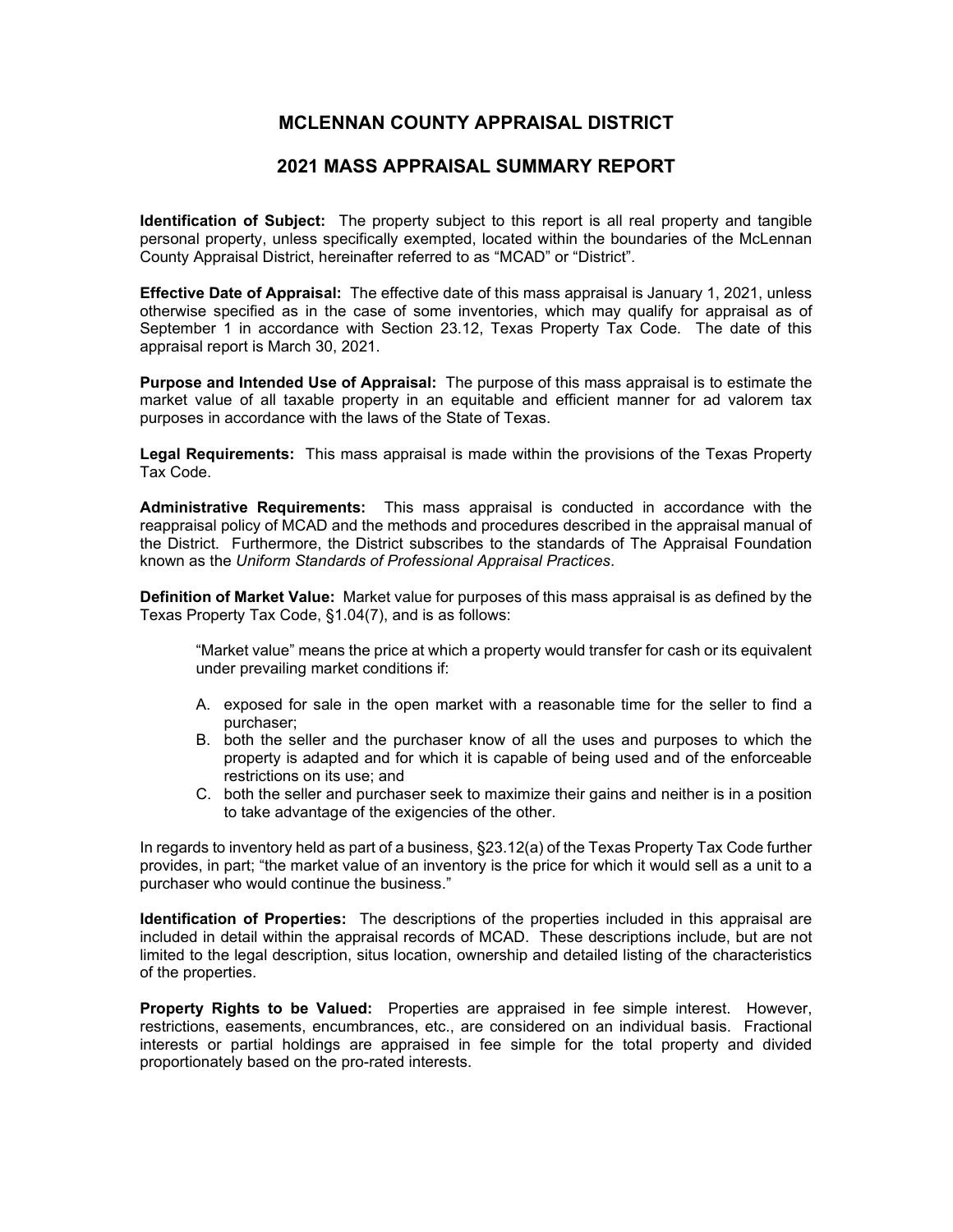# MCLENNAN COUNTY APPRAISAL DISTRICT

## 2021 MASS APPRAISAL SUMMARY REPORT

**Identification of Subject:** The property subject to this report is all real property and tangible personal property, unless specifically exempted, located within the boundaries of the McLennan County Appraisal District, hereinafter referred to as "MCAD" or "District".

**Effective Date of Appraisal:** The effective date of this mass appraisal is January 1, 2021, unless otherwise specified as in the case of some inventories, which may qualify for appraisal as of September 1 in accordance with Section 23.12, Texas Property Tax Code. The date of this appraisal report is March 30, 2021.

**Purpose and Intended Use of Appraisal:** The purpose of this mass appraisal is to estimate the market value of all taxable property in an equitable and efficient manner for ad valorem tax purposes in accordance with the laws of the State of Texas.

**Legal Requirements:** This mass appraisal is made within the provisions of the Texas Property Tax Code.

**Administrative Requirements:** This mass appraisal is conducted in accordance with the reappraisal policy of MCAD and the methods and procedures described in the appraisal manual of the District. Furthermore, the District subscribes to the standards of The Appraisal Foundation known as the *Uniform Standards of Professional Appraisal Practices*.

**Definition of Market Value:** Market value for purposes of this mass appraisal is as defined by the Texas Property Tax Code, §1.04(7), and is as follows:

> "Market value" means the price at which a property would transfer for cash or its equivalent under prevailing market conditions if:
>
> A. exposed for sale in the open market with a reasonable time for the seller to find a purchaser;
> B. both the seller and the purchaser know of all the uses and purposes to which the property is adapted and for which it is capable of being used and of the enforceable restrictions on its use; and
> C. both the seller and purchaser seek to maximize their gains and neither is in a position to take advantage of the exigencies of the other.

In regards to inventory held as part of a business, §23.12(a) of the Texas Property Tax Code further provides, in part; "the market value of an inventory is the price for which it would sell as a unit to a purchaser who would continue the business."

**Identification of Properties:** The descriptions of the properties included in this appraisal are included in detail within the appraisal records of MCAD. These descriptions include, but are not limited to the legal description, situs location, ownership and detailed listing of the characteristics of the properties.

**Property Rights to be Valued:** Properties are appraised in fee simple interest. However, restrictions, easements, encumbrances, etc., are considered on an individual basis. Fractional interests or partial holdings are appraised in fee simple for the total property and divided proportionately based on the pro-rated interests.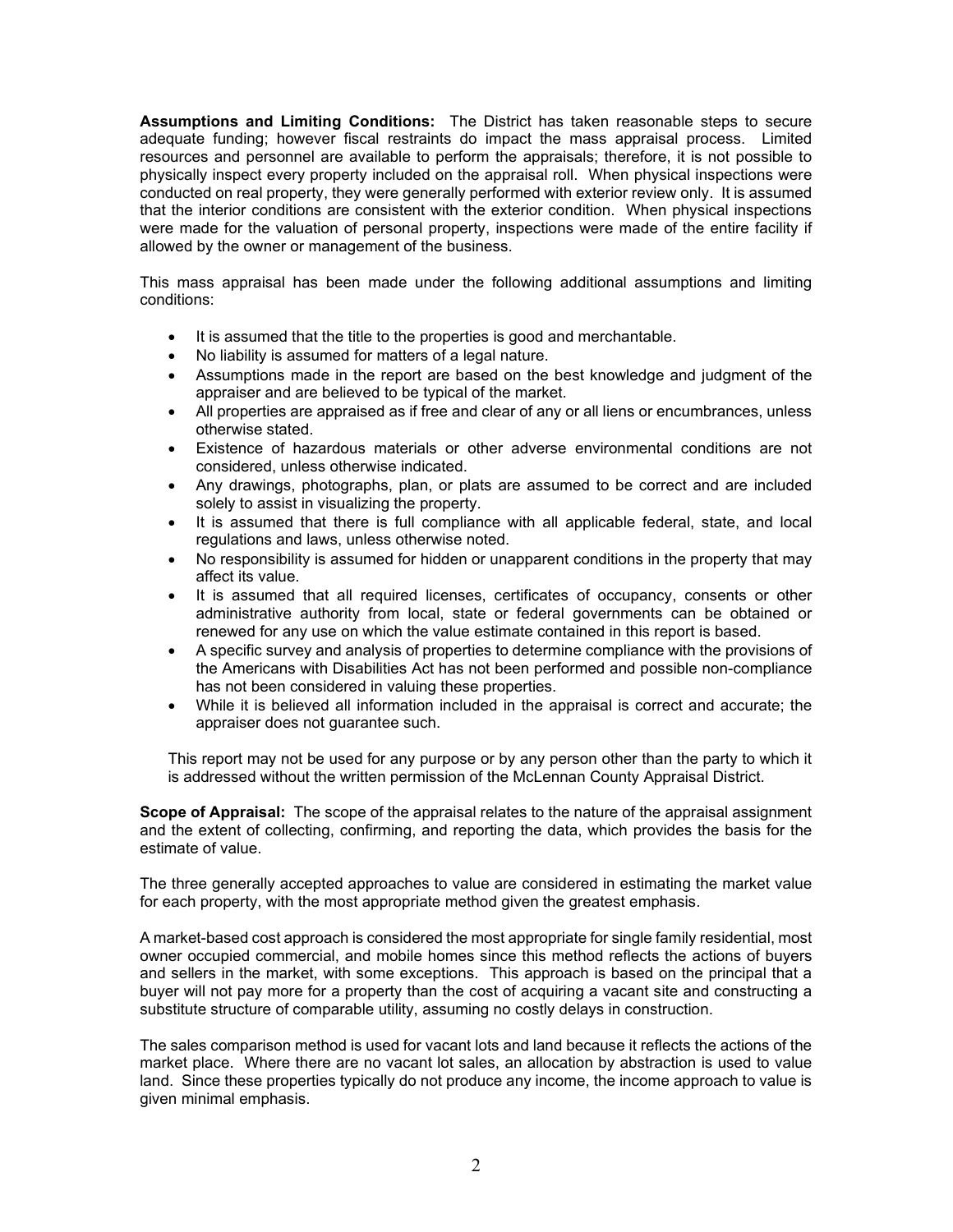**Assumptions and Limiting Conditions:** The District has taken reasonable steps to secure adequate funding; however fiscal restraints do impact the mass appraisal process. Limited resources and personnel are available to perform the appraisals; therefore, it is not possible to physically inspect every property included on the appraisal roll. When physical inspections were conducted on real property, they were generally performed with exterior review only. It is assumed that the interior conditions are consistent with the exterior condition. When physical inspections were made for the valuation of personal property, inspections were made of the entire facility if allowed by the owner or management of the business.

This mass appraisal has been made under the following additional assumptions and limiting conditions:

- It is assumed that the title to the properties is good and merchantable.
- No liability is assumed for matters of a legal nature.
- Assumptions made in the report are based on the best knowledge and judgment of the appraiser and are believed to be typical of the market.
- All properties are appraised as if free and clear of any or all liens or encumbrances, unless otherwise stated.
- Existence of hazardous materials or other adverse environmental conditions are not considered, unless otherwise indicated.
- Any drawings, photographs, plan, or plats are assumed to be correct and are included solely to assist in visualizing the property.
- It is assumed that there is full compliance with all applicable federal, state, and local regulations and laws, unless otherwise noted.
- No responsibility is assumed for hidden or unapparent conditions in the property that may affect its value.
- It is assumed that all required licenses, certificates of occupancy, consents or other administrative authority from local, state or federal governments can be obtained or renewed for any use on which the value estimate contained in this report is based.
- A specific survey and analysis of properties to determine compliance with the provisions of the Americans with Disabilities Act has not been performed and possible non-compliance has not been considered in valuing these properties.
- While it is believed all information included in the appraisal is correct and accurate; the appraiser does not guarantee such.

This report may not be used for any purpose or by any person other than the party to which it is addressed without the written permission of the McLennan County Appraisal District.

**Scope of Appraisal:** The scope of the appraisal relates to the nature of the appraisal assignment and the extent of collecting, confirming, and reporting the data, which provides the basis for the estimate of value.

The three generally accepted approaches to value are considered in estimating the market value for each property, with the most appropriate method given the greatest emphasis.

A market-based cost approach is considered the most appropriate for single family residential, most owner occupied commercial, and mobile homes since this method reflects the actions of buyers and sellers in the market, with some exceptions. This approach is based on the principal that a buyer will not pay more for a property than the cost of acquiring a vacant site and constructing a substitute structure of comparable utility, assuming no costly delays in construction.

The sales comparison method is used for vacant lots and land because it reflects the actions of the market place. Where there are no vacant lot sales, an allocation by abstraction is used to value land. Since these properties typically do not produce any income, the income approach to value is given minimal emphasis.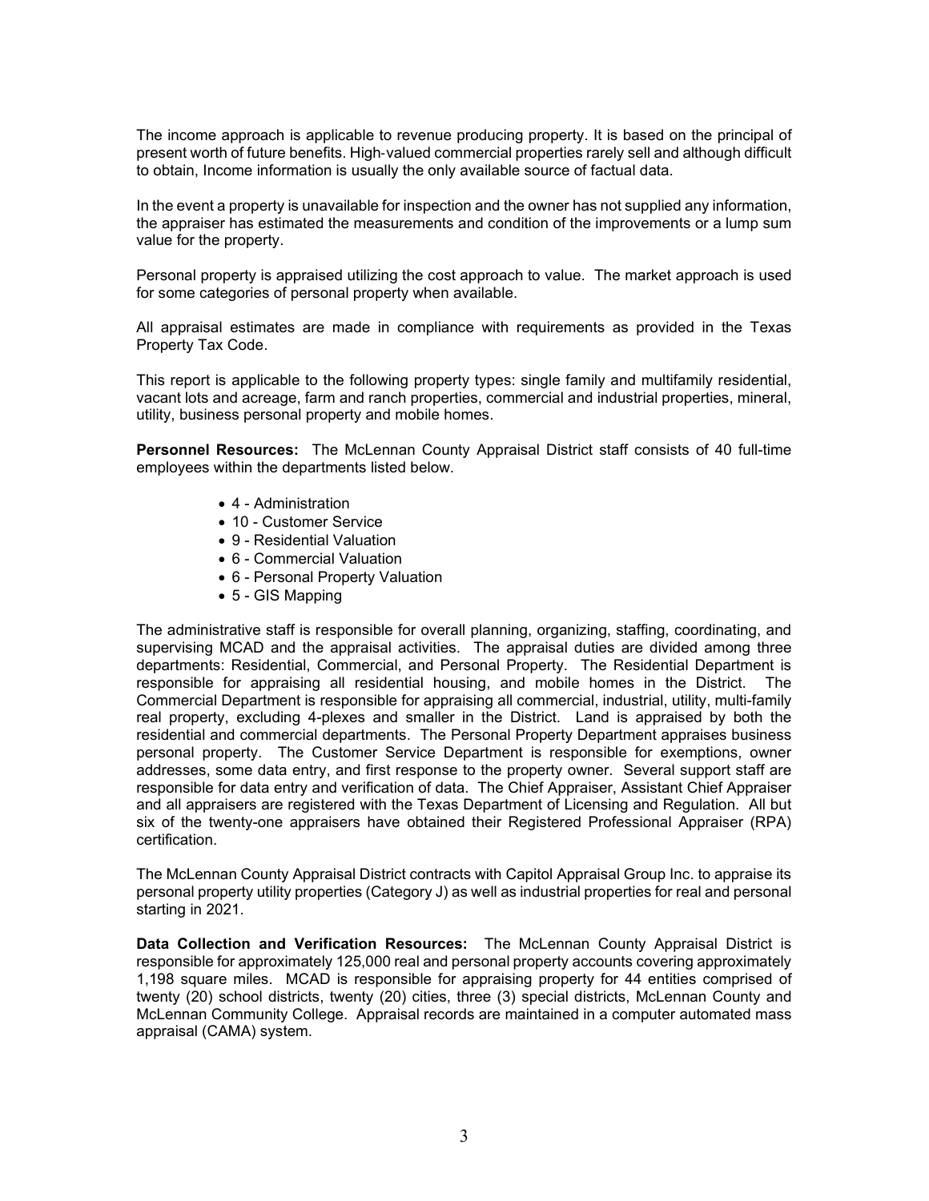The income approach is applicable to revenue producing property. It is based on the principal of present worth of future benefits. High-valued commercial properties rarely sell and although difficult to obtain, Income information is usually the only available source of factual data.

In the event a property is unavailable for inspection and the owner has not supplied any information, the appraiser has estimated the measurements and condition of the improvements or a lump sum value for the property.

Personal property is appraised utilizing the cost approach to value. The market approach is used for some categories of personal property when available.

All appraisal estimates are made in compliance with requirements as provided in the Texas Property Tax Code.

This report is applicable to the following property types: single family and multifamily residential, vacant lots and acreage, farm and ranch properties, commercial and industrial properties, mineral, utility, business personal property and mobile homes.

**Personnel Resources:** The McLennan County Appraisal District staff consists of 40 full-time employees within the departments listed below.

- 4 - Administration
- 10 - Customer Service
- 9 - Residential Valuation
- 6 - Commercial Valuation
- 6 - Personal Property Valuation
- 5 - GIS Mapping

The administrative staff is responsible for overall planning, organizing, staffing, coordinating, and supervising MCAD and the appraisal activities. The appraisal duties are divided among three departments: Residential, Commercial, and Personal Property. The Residential Department is responsible for appraising all residential housing, and mobile homes in the District. The Commercial Department is responsible for appraising all commercial, industrial, utility, multi-family real property, excluding 4-plexes and smaller in the District. Land is appraised by both the residential and commercial departments. The Personal Property Department appraises business personal property. The Customer Service Department is responsible for exemptions, owner addresses, some data entry, and first response to the property owner. Several support staff are responsible for data entry and verification of data. The Chief Appraiser, Assistant Chief Appraiser and all appraisers are registered with the Texas Department of Licensing and Regulation. All but six of the twenty-one appraisers have obtained their Registered Professional Appraiser (RPA) certification.

The McLennan County Appraisal District contracts with Capitol Appraisal Group Inc. to appraise its personal property utility properties (Category J) as well as industrial properties for real and personal starting in 2021.

**Data Collection and Verification Resources:** The McLennan County Appraisal District is responsible for approximately 125,000 real and personal property accounts covering approximately 1,198 square miles. MCAD is responsible for appraising property for 44 entities comprised of twenty (20) school districts, twenty (20) cities, three (3) special districts, McLennan County and McLennan Community College. Appraisal records are maintained in a computer automated mass appraisal (CAMA) system.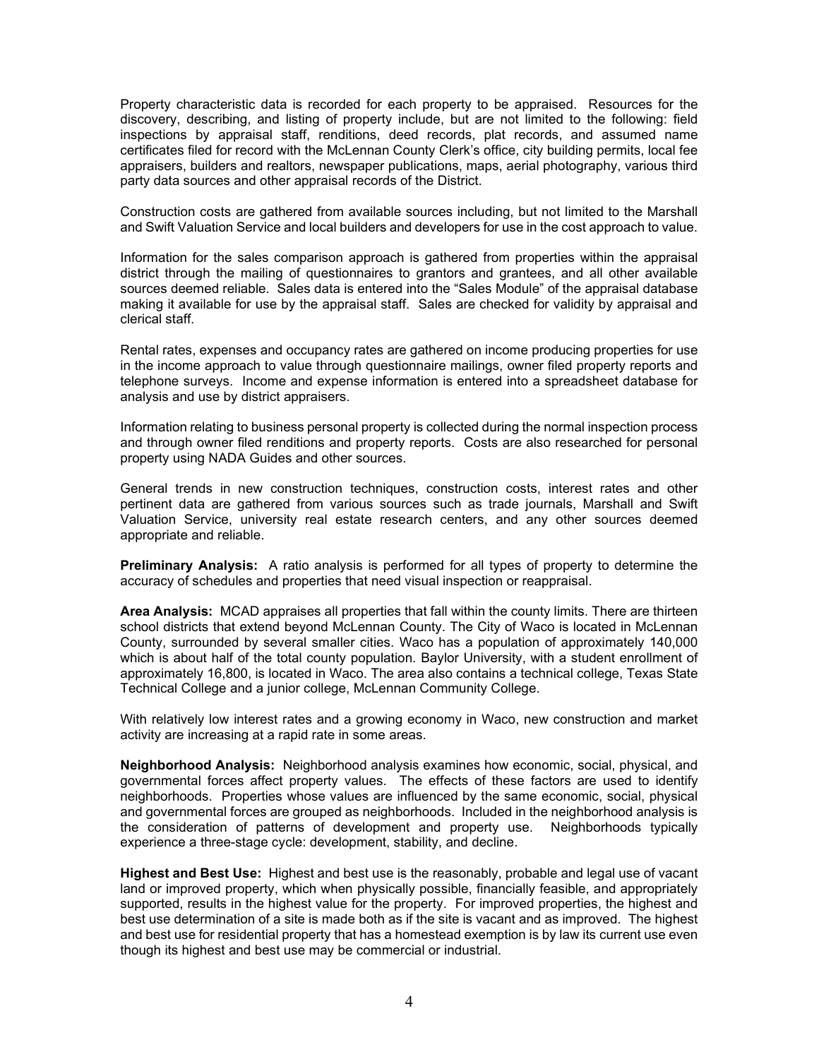Property characteristic data is recorded for each property to be appraised. Resources for the discovery, describing, and listing of property include, but are not limited to the following: field inspections by appraisal staff, renditions, deed records, plat records, and assumed name certificates filed for record with the McLennan County Clerk's office, city building permits, local fee appraisers, builders and realtors, newspaper publications, maps, aerial photography, various third party data sources and other appraisal records of the District.

Construction costs are gathered from available sources including, but not limited to the Marshall and Swift Valuation Service and local builders and developers for use in the cost approach to value.

Information for the sales comparison approach is gathered from properties within the appraisal district through the mailing of questionnaires to grantors and grantees, and all other available sources deemed reliable. Sales data is entered into the "Sales Module" of the appraisal database making it available for use by the appraisal staff. Sales are checked for validity by appraisal and clerical staff.

Rental rates, expenses and occupancy rates are gathered on income producing properties for use in the income approach to value through questionnaire mailings, owner filed property reports and telephone surveys. Income and expense information is entered into a spreadsheet database for analysis and use by district appraisers.

Information relating to business personal property is collected during the normal inspection process and through owner filed renditions and property reports. Costs are also researched for personal property using NADA Guides and other sources.

General trends in new construction techniques, construction costs, interest rates and other pertinent data are gathered from various sources such as trade journals, Marshall and Swift Valuation Service, university real estate research centers, and any other sources deemed appropriate and reliable.

**Preliminary Analysis:** A ratio analysis is performed for all types of property to determine the accuracy of schedules and properties that need visual inspection or reappraisal.

**Area Analysis:** MCAD appraises all properties that fall within the county limits. There are thirteen school districts that extend beyond McLennan County. The City of Waco is located in McLennan County, surrounded by several smaller cities. Waco has a population of approximately 140,000 which is about half of the total county population. Baylor University, with a student enrollment of approximately 16,800, is located in Waco. The area also contains a technical college, Texas State Technical College and a junior college, McLennan Community College.

With relatively low interest rates and a growing economy in Waco, new construction and market activity are increasing at a rapid rate in some areas.

**Neighborhood Analysis:** Neighborhood analysis examines how economic, social, physical, and governmental forces affect property values. The effects of these factors are used to identify neighborhoods. Properties whose values are influenced by the same economic, social, physical and governmental forces are grouped as neighborhoods. Included in the neighborhood analysis is the consideration of patterns of development and property use. Neighborhoods typically experience a three-stage cycle: development, stability, and decline.

**Highest and Best Use:** Highest and best use is the reasonably, probable and legal use of vacant land or improved property, which when physically possible, financially feasible, and appropriately supported, results in the highest value for the property. For improved properties, the highest and best use determination of a site is made both as if the site is vacant and as improved. The highest and best use for residential property that has a homestead exemption is by law its current use even though its highest and best use may be commercial or industrial.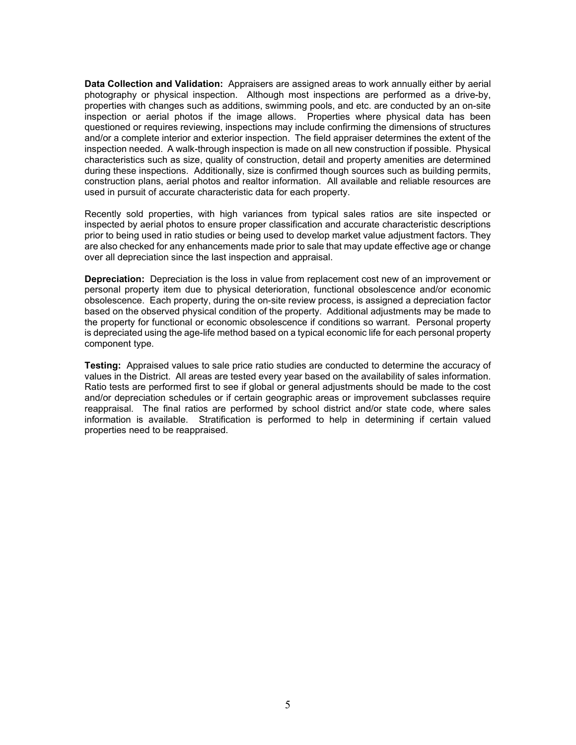**Data Collection and Validation:** Appraisers are assigned areas to work annually either by aerial photography or physical inspection. Although most inspections are performed as a drive-by, properties with changes such as additions, swimming pools, and etc. are conducted by an on-site inspection or aerial photos if the image allows. Properties where physical data has been questioned or requires reviewing, inspections may include confirming the dimensions of structures and/or a complete interior and exterior inspection. The field appraiser determines the extent of the inspection needed. A walk-through inspection is made on all new construction if possible. Physical characteristics such as size, quality of construction, detail and property amenities are determined during these inspections. Additionally, size is confirmed though sources such as building permits, construction plans, aerial photos and realtor information. All available and reliable resources are used in pursuit of accurate characteristic data for each property.

Recently sold properties, with high variances from typical sales ratios are site inspected or inspected by aerial photos to ensure proper classification and accurate characteristic descriptions prior to being used in ratio studies or being used to develop market value adjustment factors. They are also checked for any enhancements made prior to sale that may update effective age or change over all depreciation since the last inspection and appraisal.

**Depreciation:** Depreciation is the loss in value from replacement cost new of an improvement or personal property item due to physical deterioration, functional obsolescence and/or economic obsolescence. Each property, during the on-site review process, is assigned a depreciation factor based on the observed physical condition of the property. Additional adjustments may be made to the property for functional or economic obsolescence if conditions so warrant. Personal property is depreciated using the age-life method based on a typical economic life for each personal property component type.

**Testing:** Appraised values to sale price ratio studies are conducted to determine the accuracy of values in the District. All areas are tested every year based on the availability of sales information. Ratio tests are performed first to see if global or general adjustments should be made to the cost and/or depreciation schedules or if certain geographic areas or improvement subclasses require reappraisal. The final ratios are performed by school district and/or state code, where sales information is available. Stratification is performed to help in determining if certain valued properties need to be reappraised.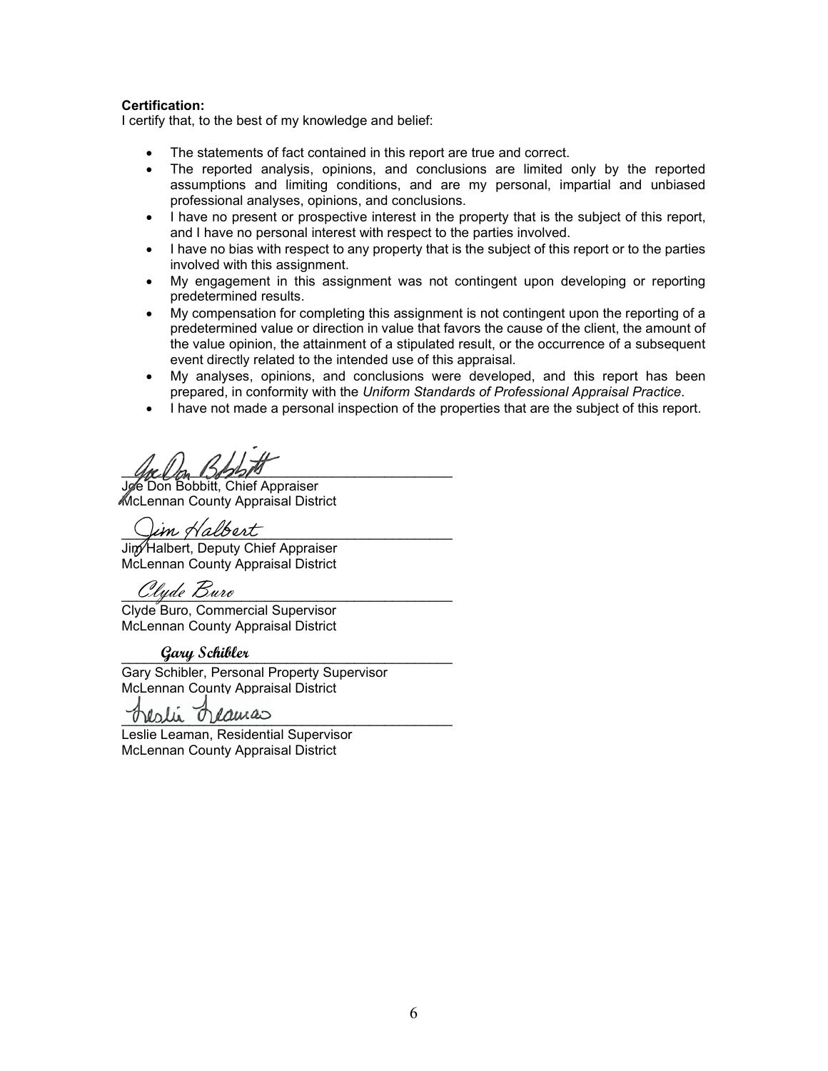**Certification:**

I certify that, to the best of my knowledge and belief:

- The statements of fact contained in this report are true and correct.
- The reported analysis, opinions, and conclusions are limited only by the reported assumptions and limiting conditions, and are my personal, impartial and unbiased professional analyses, opinions, and conclusions.
- I have no present or prospective interest in the property that is the subject of this report, and I have no personal interest with respect to the parties involved.
- I have no bias with respect to any property that is the subject of this report or to the parties involved with this assignment.
- My engagement in this assignment was not contingent upon developing or reporting predetermined results.
- My compensation for completing this assignment is not contingent upon the reporting of a predetermined value or direction in value that favors the cause of the client, the amount of the value opinion, the attainment of a stipulated result, or the occurrence of a subsequent event directly related to the intended use of this appraisal.
- My analyses, opinions, and conclusions were developed, and this report has been prepared, in conformity with the *Uniform Standards of Professional Appraisal Practice*.
- I have not made a personal inspection of the properties that are the subject of this report.

Joe Don Bobbitt, Chief Appraiser
McLennan County Appraisal District

Jim Halbert, Deputy Chief Appraiser
McLennan County Appraisal District

Clyde Buro, Commercial Supervisor
McLennan County Appraisal District

Gary Schibler, Personal Property Supervisor
McLennan County Appraisal District

Leslie Leaman, Residential Supervisor
McLennan County Appraisal District